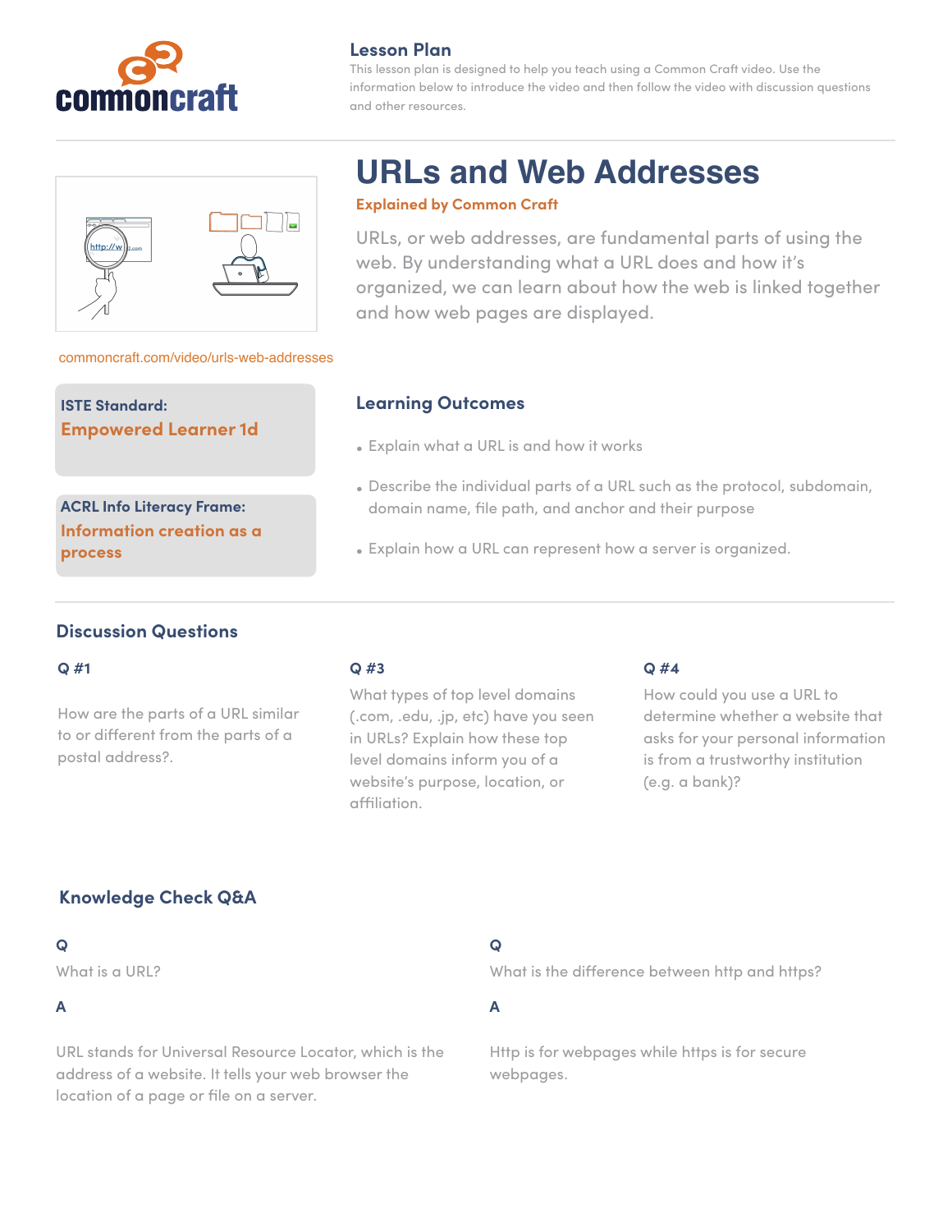## Lesson Plan

This lesson plan is designed to help you teach using a Common Craft video. Use the information below to introduce the video and then follow the video with discussion questions and other resources.

# URLs and Web Addresses

**Explained by Common Craft**

URLs, or web addresses, are fundamental parts of using the web. By understanding what a URL does and how it's organized, we can learn about how the web is linked together and how web pages are displayed.

commoncraft.com/video/urls-web-addresses

**ISTE Standard:**
**Empowered Learner 1d**

**ACRL Info Literacy Frame:**
**Information creation as a process**

## Learning Outcomes

- Explain what a URL is and how it works
- Describe the individual parts of a URL such as the protocol, subdomain, domain name, file path, and anchor and their purpose
- Explain how a URL can represent how a server is organized.

## Discussion Questions

**Q #1**

How are the parts of a URL similar to or different from the parts of a postal address?.

**Q #3**

What types of top level domains (.com, .edu, .jp, etc) have you seen in URLs? Explain how these top level domains inform you of a website's purpose, location, or affiliation.

**Q #4**

How could you use a URL to determine whether a website that asks for your personal information is from a trustworthy institution (e.g. a bank)?

## Knowledge Check Q&A

**Q**

What is a URL?

**A**

URL stands for Universal Resource Locator, which is the address of a website. It tells your web browser the location of a page or file on a server.

**Q**

What is the difference between http and https?

**A**

Http is for webpages while https is for secure webpages.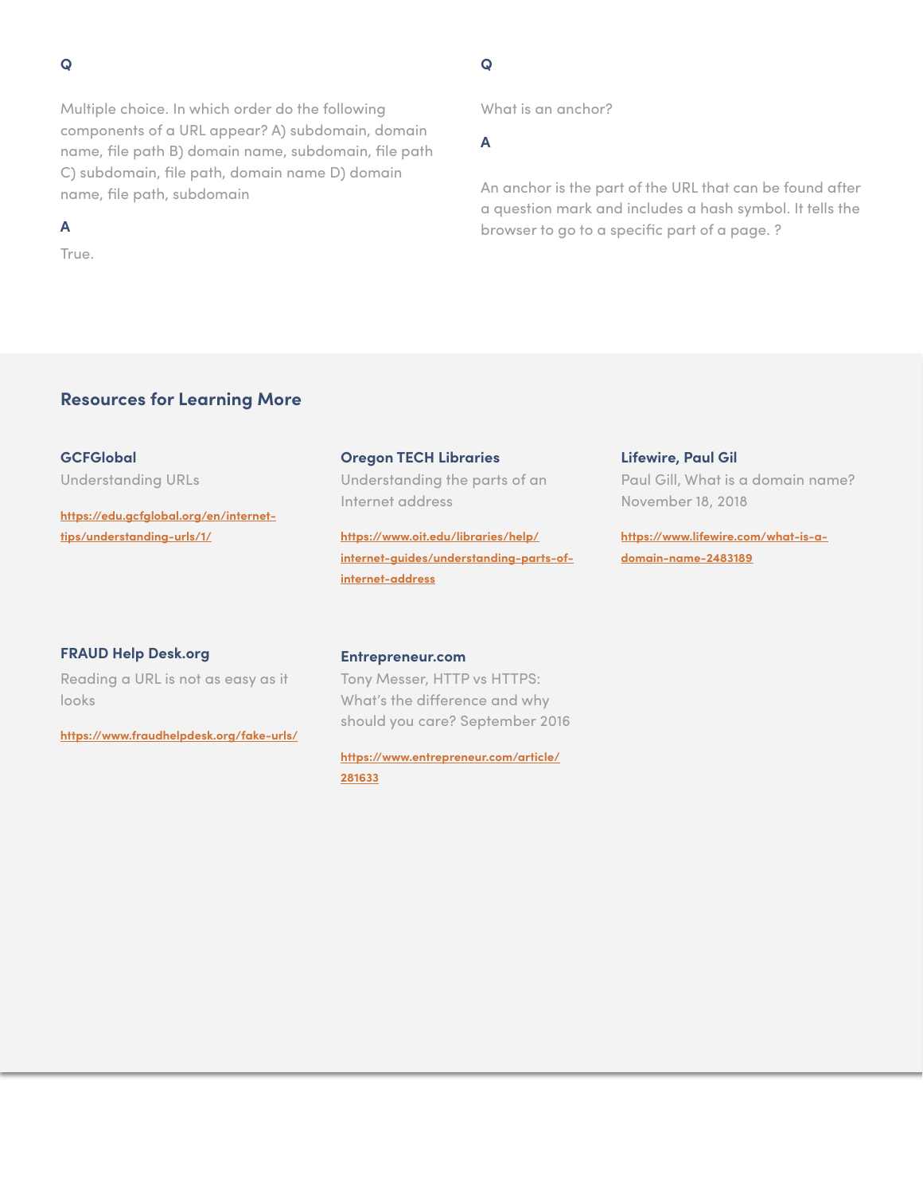**Q**

Multiple choice. In which order do the following components of a URL appear? A) subdomain, domain name, file path B) domain name, subdomain, file path C) subdomain, file path, domain name D) domain name, file path, subdomain

**A**

True.

**Q**

What is an anchor?

**A**

An anchor is the part of the URL that can be found after a question mark and includes a hash symbol. It tells the browser to go to a specific part of a page. ?

## Resources for Learning More

**GCFGlobal**

Understanding URLs

https://edu.gcfglobal.org/en/internet-tips/understanding-urls/1/

**Oregon TECH Libraries**

Understanding the parts of an Internet address

https://www.oit.edu/libraries/help/internet-guides/understanding-parts-of-internet-address

**Lifewire, Paul Gil**

Paul Gill, What is a domain name? November 18, 2018

https://www.lifewire.com/what-is-a-domain-name-2483189

**FRAUD Help Desk.org**

Reading a URL is not as easy as it looks

https://www.fraudhelpdesk.org/fake-urls/

**Entrepreneur.com**

Tony Messer, HTTP vs HTTPS: What's the difference and why should you care? September 2016

https://www.entrepreneur.com/article/281633